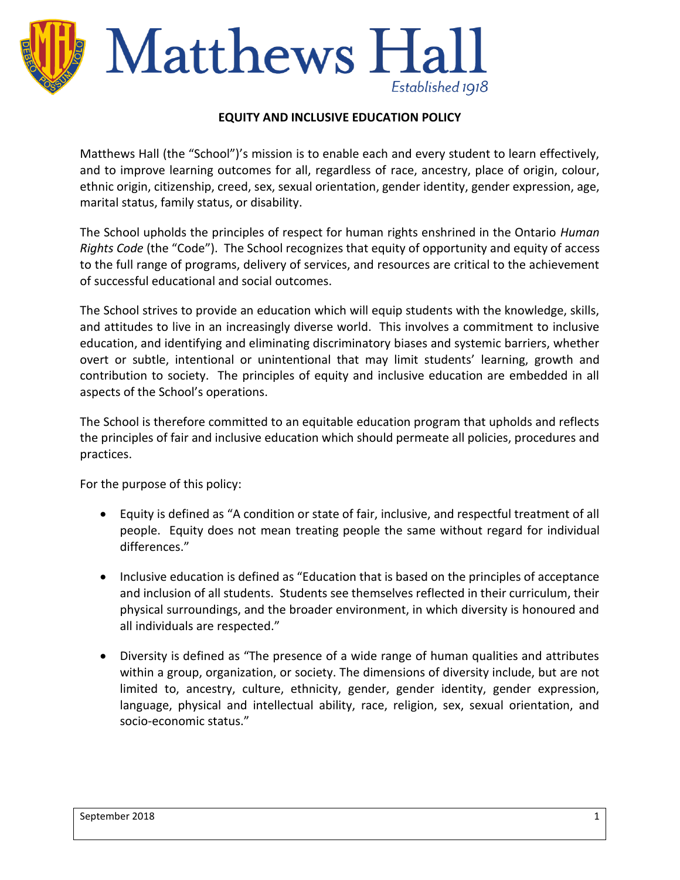# Matthews Hall

Established 1918

## EQUITY AND INCLUSIVE EDUCATION POLICY

Matthews Hall (the "School")'s mission is to enable each and every student to learn effectively, and to improve learning outcomes for all, regardless of race, ancestry, place of origin, colour, ethnic origin, citizenship, creed, sex, sexual orientation, gender identity, gender expression, age, marital status, family status, or disability.

The School upholds the principles of respect for human rights enshrined in the Ontario *Human Rights Code* (the "Code"). The School recognizes that equity of opportunity and equity of access to the full range of programs, delivery of services, and resources are critical to the achievement of successful educational and social outcomes.

The School strives to provide an education which will equip students with the knowledge, skills, and attitudes to live in an increasingly diverse world. This involves a commitment to inclusive education, and identifying and eliminating discriminatory biases and systemic barriers, whether overt or subtle, intentional or unintentional that may limit students' learning, growth and contribution to society. The principles of equity and inclusive education are embedded in all aspects of the School's operations.

The School is therefore committed to an equitable education program that upholds and reflects the principles of fair and inclusive education which should permeate all policies, procedures and practices.

For the purpose of this policy:

- Equity is defined as "A condition or state of fair, inclusive, and respectful treatment of all people. Equity does not mean treating people the same without regard for individual differences."

- Inclusive education is defined as "Education that is based on the principles of acceptance and inclusion of all students. Students see themselves reflected in their curriculum, their physical surroundings, and the broader environment, in which diversity is honoured and all individuals are respected."

- Diversity is defined as "The presence of a wide range of human qualities and attributes within a group, organization, or society. The dimensions of diversity include, but are not limited to, ancestry, culture, ethnicity, gender, gender identity, gender expression, language, physical and intellectual ability, race, religion, sex, sexual orientation, and socio-economic status."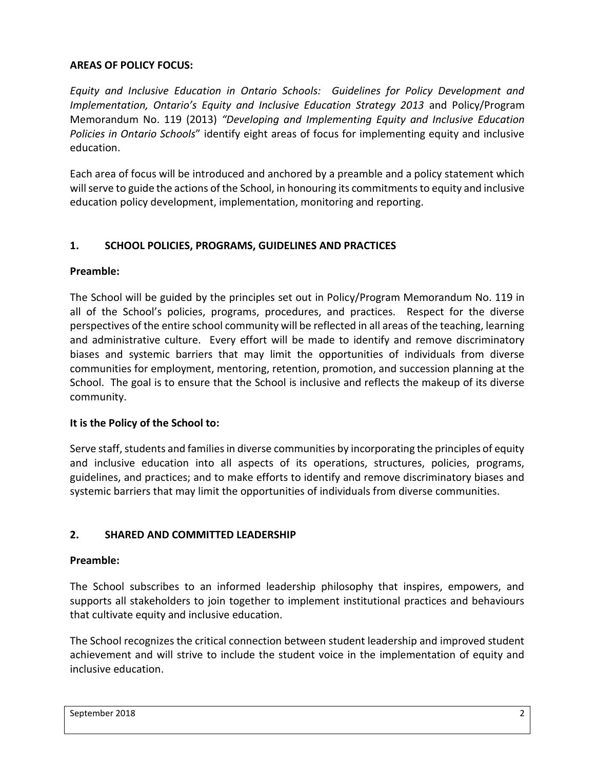**AREAS OF POLICY FOCUS:**

*Equity and Inclusive Education in Ontario Schools: Guidelines for Policy Development and Implementation, Ontario's Equity and Inclusive Education Strategy 2013* and Policy/Program Memorandum No. 119 (2013) *"Developing and Implementing Equity and Inclusive Education Policies in Ontario Schools*" identify eight areas of focus for implementing equity and inclusive education.

Each area of focus will be introduced and anchored by a preamble and a policy statement which will serve to guide the actions of the School, in honouring its commitments to equity and inclusive education policy development, implementation, monitoring and reporting.

## 1. SCHOOL POLICIES, PROGRAMS, GUIDELINES AND PRACTICES

**Preamble:**

The School will be guided by the principles set out in Policy/Program Memorandum No. 119 in all of the School's policies, programs, procedures, and practices. Respect for the diverse perspectives of the entire school community will be reflected in all areas of the teaching, learning and administrative culture. Every effort will be made to identify and remove discriminatory biases and systemic barriers that may limit the opportunities of individuals from diverse communities for employment, mentoring, retention, promotion, and succession planning at the School. The goal is to ensure that the School is inclusive and reflects the makeup of its diverse community.

**It is the Policy of the School to:**

Serve staff, students and families in diverse communities by incorporating the principles of equity and inclusive education into all aspects of its operations, structures, policies, programs, guidelines, and practices; and to make efforts to identify and remove discriminatory biases and systemic barriers that may limit the opportunities of individuals from diverse communities.

## 2. SHARED AND COMMITTED LEADERSHIP

**Preamble:**

The School subscribes to an informed leadership philosophy that inspires, empowers, and supports all stakeholders to join together to implement institutional practices and behaviours that cultivate equity and inclusive education.

The School recognizes the critical connection between student leadership and improved student achievement and will strive to include the student voice in the implementation of equity and inclusive education.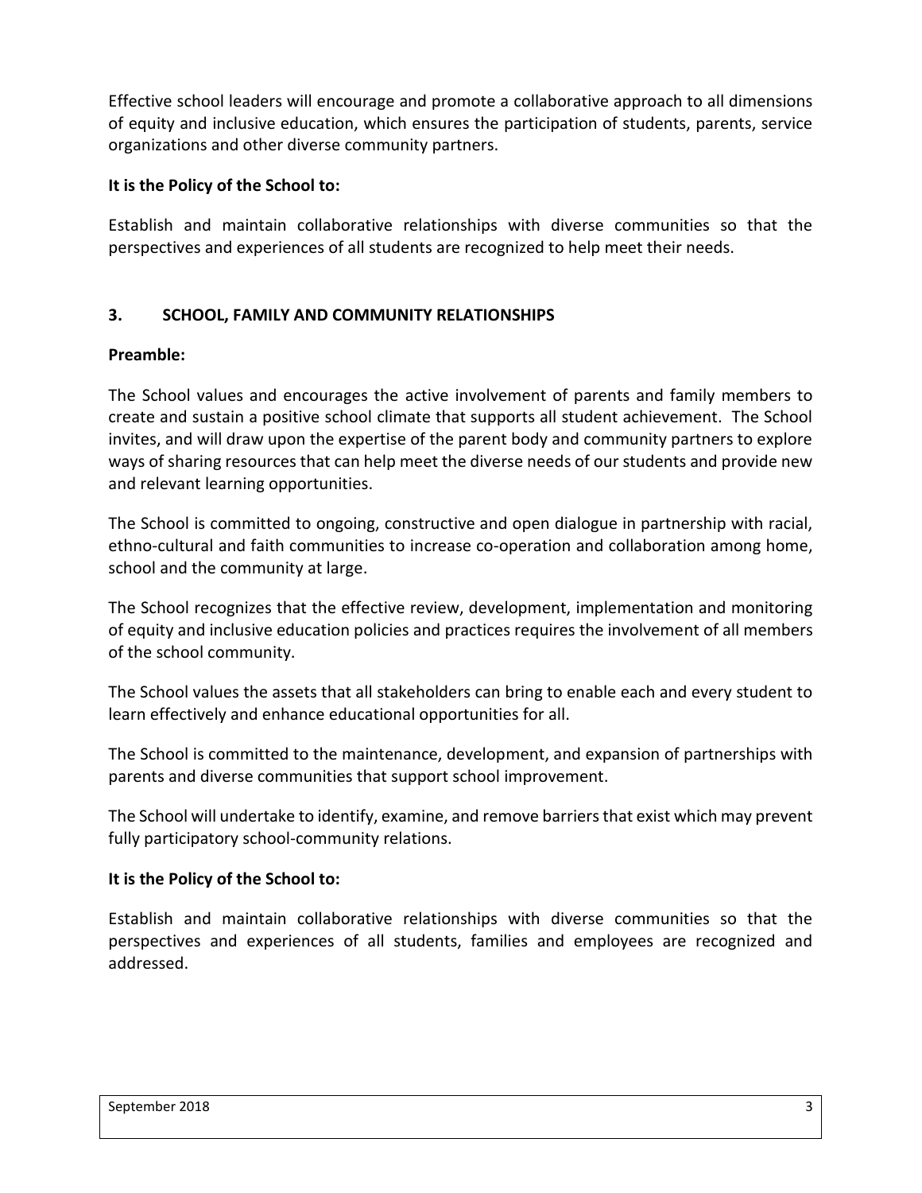Effective school leaders will encourage and promote a collaborative approach to all dimensions of equity and inclusive education, which ensures the participation of students, parents, service organizations and other diverse community partners.

**It is the Policy of the School to:**

Establish and maintain collaborative relationships with diverse communities so that the perspectives and experiences of all students are recognized to help meet their needs.

## 3. SCHOOL, FAMILY AND COMMUNITY RELATIONSHIPS

**Preamble:**

The School values and encourages the active involvement of parents and family members to create and sustain a positive school climate that supports all student achievement. The School invites, and will draw upon the expertise of the parent body and community partners to explore ways of sharing resources that can help meet the diverse needs of our students and provide new and relevant learning opportunities.

The School is committed to ongoing, constructive and open dialogue in partnership with racial, ethno-cultural and faith communities to increase co-operation and collaboration among home, school and the community at large.

The School recognizes that the effective review, development, implementation and monitoring of equity and inclusive education policies and practices requires the involvement of all members of the school community.

The School values the assets that all stakeholders can bring to enable each and every student to learn effectively and enhance educational opportunities for all.

The School is committed to the maintenance, development, and expansion of partnerships with parents and diverse communities that support school improvement.

The School will undertake to identify, examine, and remove barriers that exist which may prevent fully participatory school-community relations.

**It is the Policy of the School to:**

Establish and maintain collaborative relationships with diverse communities so that the perspectives and experiences of all students, families and employees are recognized and addressed.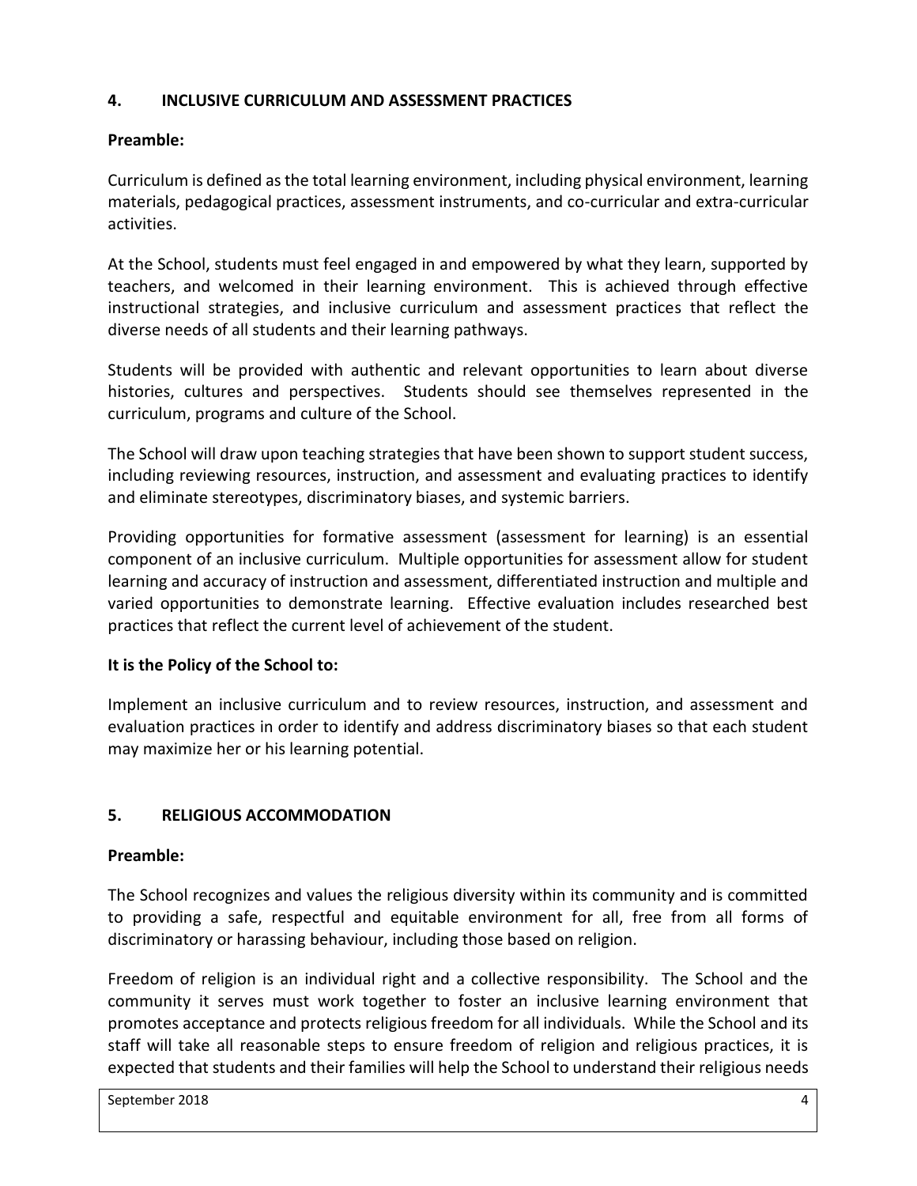## 4. INCLUSIVE CURRICULUM AND ASSESSMENT PRACTICES

**Preamble:**

Curriculum is defined as the total learning environment, including physical environment, learning materials, pedagogical practices, assessment instruments, and co-curricular and extra-curricular activities.

At the School, students must feel engaged in and empowered by what they learn, supported by teachers, and welcomed in their learning environment. This is achieved through effective instructional strategies, and inclusive curriculum and assessment practices that reflect the diverse needs of all students and their learning pathways.

Students will be provided with authentic and relevant opportunities to learn about diverse histories, cultures and perspectives. Students should see themselves represented in the curriculum, programs and culture of the School.

The School will draw upon teaching strategies that have been shown to support student success, including reviewing resources, instruction, and assessment and evaluating practices to identify and eliminate stereotypes, discriminatory biases, and systemic barriers.

Providing opportunities for formative assessment (assessment for learning) is an essential component of an inclusive curriculum. Multiple opportunities for assessment allow for student learning and accuracy of instruction and assessment, differentiated instruction and multiple and varied opportunities to demonstrate learning. Effective evaluation includes researched best practices that reflect the current level of achievement of the student.

**It is the Policy of the School to:**

Implement an inclusive curriculum and to review resources, instruction, and assessment and evaluation practices in order to identify and address discriminatory biases so that each student may maximize her or his learning potential.

## 5. RELIGIOUS ACCOMMODATION

**Preamble:**

The School recognizes and values the religious diversity within its community and is committed to providing a safe, respectful and equitable environment for all, free from all forms of discriminatory or harassing behaviour, including those based on religion.

Freedom of religion is an individual right and a collective responsibility. The School and the community it serves must work together to foster an inclusive learning environment that promotes acceptance and protects religious freedom for all individuals. While the School and its staff will take all reasonable steps to ensure freedom of religion and religious practices, it is expected that students and their families will help the School to understand their religious needs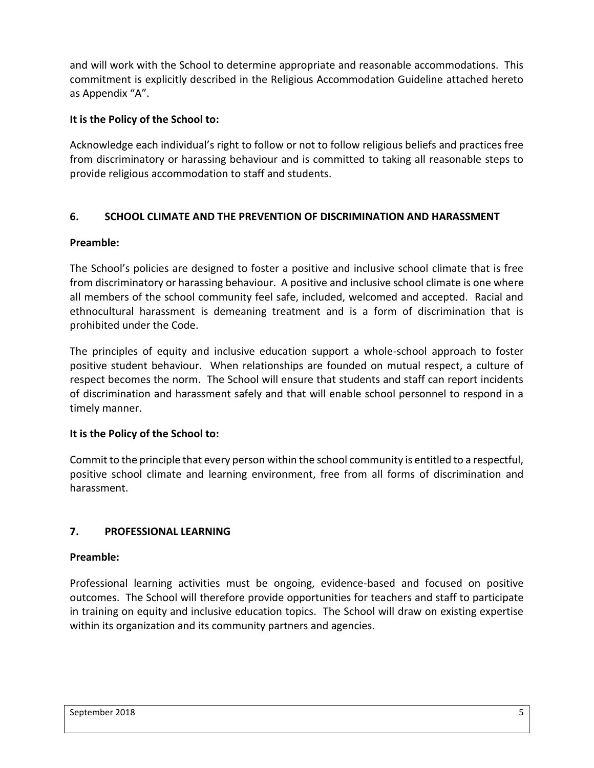and will work with the School to determine appropriate and reasonable accommodations. This commitment is explicitly described in the Religious Accommodation Guideline attached hereto as Appendix "A".

**It is the Policy of the School to:**

Acknowledge each individual's right to follow or not to follow religious beliefs and practices free from discriminatory or harassing behaviour and is committed to taking all reasonable steps to provide religious accommodation to staff and students.

## 6. SCHOOL CLIMATE AND THE PREVENTION OF DISCRIMINATION AND HARASSMENT

**Preamble:**

The School's policies are designed to foster a positive and inclusive school climate that is free from discriminatory or harassing behaviour. A positive and inclusive school climate is one where all members of the school community feel safe, included, welcomed and accepted. Racial and ethnocultural harassment is demeaning treatment and is a form of discrimination that is prohibited under the Code.

The principles of equity and inclusive education support a whole-school approach to foster positive student behaviour. When relationships are founded on mutual respect, a culture of respect becomes the norm. The School will ensure that students and staff can report incidents of discrimination and harassment safely and that will enable school personnel to respond in a timely manner.

**It is the Policy of the School to:**

Commit to the principle that every person within the school community is entitled to a respectful, positive school climate and learning environment, free from all forms of discrimination and harassment.

## 7. PROFESSIONAL LEARNING

**Preamble:**

Professional learning activities must be ongoing, evidence-based and focused on positive outcomes. The School will therefore provide opportunities for teachers and staff to participate in training on equity and inclusive education topics. The School will draw on existing expertise within its organization and its community partners and agencies.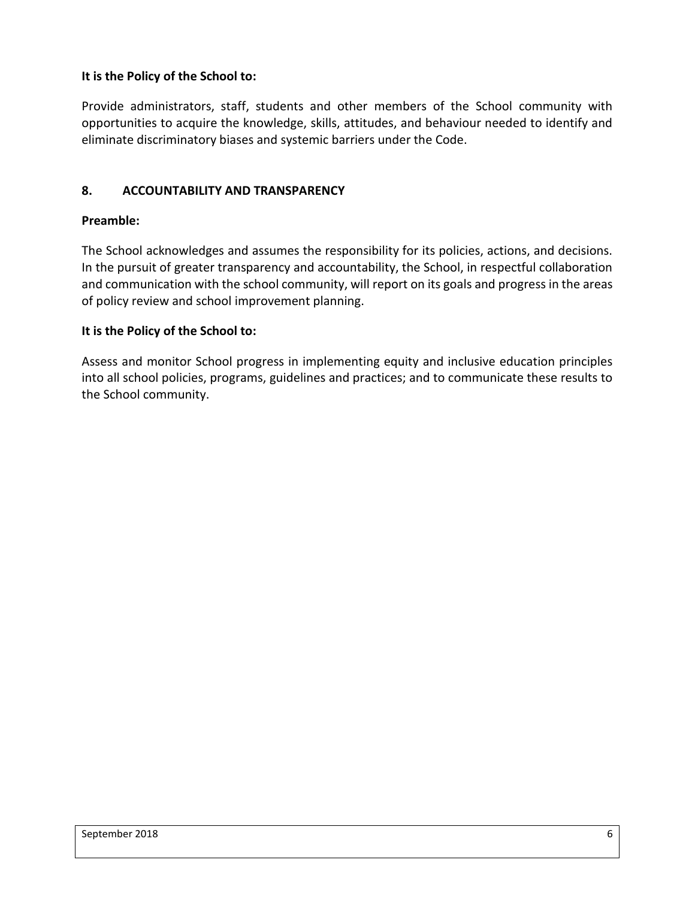**It is the Policy of the School to:**

Provide administrators, staff, students and other members of the School community with opportunities to acquire the knowledge, skills, attitudes, and behaviour needed to identify and eliminate discriminatory biases and systemic barriers under the Code.

## 8. ACCOUNTABILITY AND TRANSPARENCY

**Preamble:**

The School acknowledges and assumes the responsibility for its policies, actions, and decisions. In the pursuit of greater transparency and accountability, the School, in respectful collaboration and communication with the school community, will report on its goals and progress in the areas of policy review and school improvement planning.

**It is the Policy of the School to:**

Assess and monitor School progress in implementing equity and inclusive education principles into all school policies, programs, guidelines and practices; and to communicate these results to the School community.